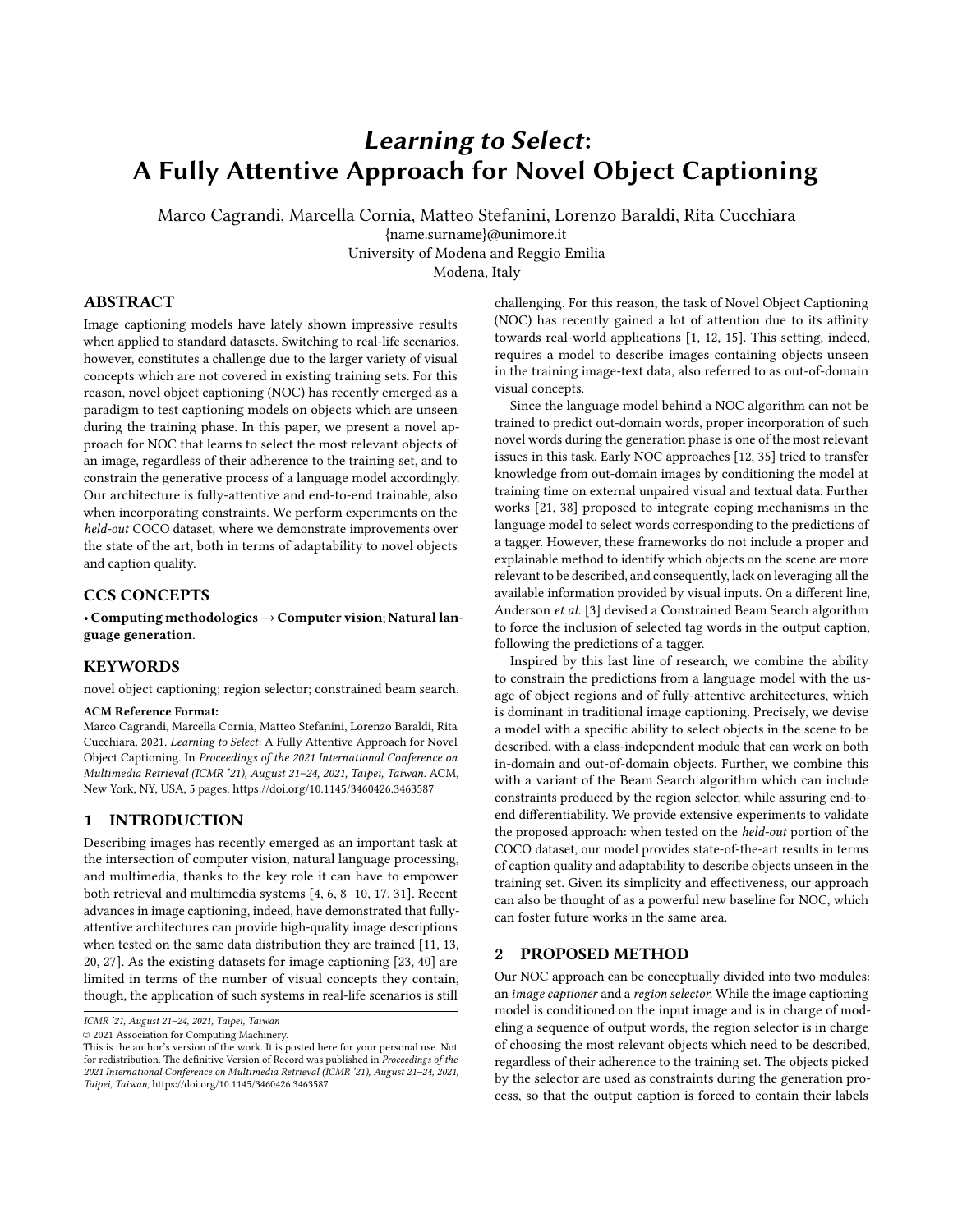# *Learning to Select*: A Fully Attentive Approach for Novel Object Captioning

Marco Cagrandi, Marcella Cornia, Matteo Stefanini, Lorenzo Baraldi, Rita Cucchiara
{name.surname}@unimore.it
University of Modena and Reggio Emilia
Modena, Italy

## ABSTRACT

Image captioning models have lately shown impressive results when applied to standard datasets. Switching to real-life scenarios, however, constitutes a challenge due to the larger variety of visual concepts which are not covered in existing training sets. For this reason, novel object captioning (NOC) has recently emerged as a paradigm to test captioning models on objects which are unseen during the training phase. In this paper, we present a novel approach for NOC that learns to select the most relevant objects of an image, regardless of their adherence to the training set, and to constrain the generative process of a language model accordingly. Our architecture is fully-attentive and end-to-end trainable, also when incorporating constraints. We perform experiments on the *held-out* COCO dataset, where we demonstrate improvements over the state of the art, both in terms of adaptability to novel objects and caption quality.

## CCS CONCEPTS

• **Computing methodologies → Computer vision**; **Natural language generation**.

## KEYWORDS

novel object captioning; region selector; constrained beam search.

**ACM Reference Format:**
Marco Cagrandi, Marcella Cornia, Matteo Stefanini, Lorenzo Baraldi, Rita Cucchiara. 2021. *Learning to Select*: A Fully Attentive Approach for Novel Object Captioning. In *Proceedings of the 2021 International Conference on Multimedia Retrieval (ICMR '21), August 21–24, 2021, Taipei, Taiwan.* ACM, New York, NY, USA, 5 pages. https://doi.org/10.1145/3460426.3463587

## 1 INTRODUCTION

Describing images has recently emerged as an important task at the intersection of computer vision, natural language processing, and multimedia, thanks to the key role it can have to empower both retrieval and multimedia systems [4, 6, 8–10, 17, 31]. Recent advances in image captioning, indeed, have demonstrated that fully-attentive architectures can provide high-quality image descriptions when tested on the same data distribution they are trained [11, 13, 20, 27]. As the existing datasets for image captioning [23, 40] are limited in terms of the number of visual concepts they contain, though, the application of such systems in real-life scenarios is still challenging. For this reason, the task of Novel Object Captioning (NOC) has recently gained a lot of attention due to its affinity towards real-world applications [1, 12, 15]. This setting, indeed, requires a model to describe images containing objects unseen in the training image-text data, also referred to as out-of-domain visual concepts.

Since the language model behind a NOC algorithm can not be trained to predict out-domain words, proper incorporation of such novel words during the generation phase is one of the most relevant issues in this task. Early NOC approaches [12, 35] tried to transfer knowledge from out-domain images by conditioning the model at training time on external unpaired visual and textual data. Further works [21, 38] proposed to integrate coping mechanisms in the language model to select words corresponding to the predictions of a tagger. However, these frameworks do not include a proper and explainable method to identify which objects on the scene are more relevant to be described, and consequently, lack on leveraging all the available information provided by visual inputs. On a different line, Anderson *et al.* [3] devised a Constrained Beam Search algorithm to force the inclusion of selected tag words in the output caption, following the predictions of a tagger.

Inspired by this last line of research, we combine the ability to constrain the predictions from a language model with the usage of object regions and of fully-attentive architectures, which is dominant in traditional image captioning. Precisely, we devise a model with a specific ability to select objects in the scene to be described, with a class-independent module that can work on both in-domain and out-of-domain objects. Further, we combine this with a variant of the Beam Search algorithm which can include constraints produced by the region selector, while assuring end-to-end differentiability. We provide extensive experiments to validate the proposed approach: when tested on the *held-out* portion of the COCO dataset, our model provides state-of-the-art results in terms of caption quality and adaptability to describe objects unseen in the training set. Given its simplicity and effectiveness, our approach can also be thought of as a powerful new baseline for NOC, which can foster future works in the same area.

## 2 PROPOSED METHOD

Our NOC approach can be conceptually divided into two modules: an *image captioner* and a *region selector*. While the image captioning model is conditioned on the input image and is in charge of modeling a sequence of output words, the region selector is in charge of choosing the most relevant objects which need to be described, regardless of their adherence to the training set. The objects picked by the selector are used as constraints during the generation process, so that the output caption is forced to contain their labels

ICMR '21, August 21–24, 2021, Taipei, Taiwan
© 2021 Association for Computing Machinery.
This is the author's version of the work. It is posted here for your personal use. Not for redistribution. The definitive Version of Record was published in *Proceedings of the 2021 International Conference on Multimedia Retrieval (ICMR '21), August 21–24, 2021, Taipei, Taiwan*, https://doi.org/10.1145/3460426.3463587.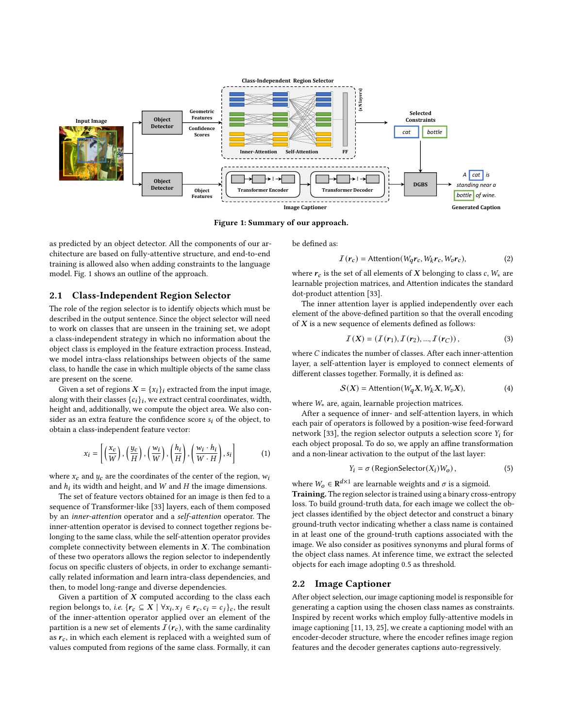Figure 1: Summary of our approach.

as predicted by an object detector. All the components of our architecture are based on fully-attentive structure, and end-to-end training is allowed also when adding constraints to the language model. Fig. 1 shows an outline of the approach.

## 2.1 Class-Independent Region Selector

The role of the region selector is to identify objects which must be described in the output sentence. Since the object selector will need to work on classes that are unseen in the training set, we adopt a class-independent strategy in which no information about the object class is employed in the feature extraction process. Instead, we model intra-class relationships between objects of the same class, to handle the case in which multiple objects of the same class are present on the scene.

Given a set of regions $\boldsymbol{X} = \{x_i\}_i$ extracted from the input image, along with their classes $\{c_i\}_i$, we extract central coordinates, width, height and, additionally, we compute the object area. We also consider as an extra feature the confidence score $s_i$ of the object, to obtain a class-independent feature vector:

$$x_i = \left[ \left(\frac{x_c}{W}\right), \left(\frac{y_c}{H}\right), \left(\frac{w_i}{W}\right), \left(\frac{h_i}{H}\right), \left(\frac{w_i \cdot h_i}{W \cdot H}\right), s_i \right] \tag{1}$$

where $x_c$ and $y_c$ are the coordinates of the center of the region, $w_i$ and $h_i$ its width and height, and $W$ and $H$ the image dimensions.

The set of feature vectors obtained for an image is then fed to a sequence of Transformer-like [33] layers, each of them composed by an *inner-attention* operator and a *self-attention* operator. The inner-attention operator is devised to connect together regions belonging to the same class, while the self-attention operator provides complete connectivity between elements in $\boldsymbol{X}$. The combination of these two operators allows the region selector to independently focus on specific clusters of objects, in order to exchange semantically related information and learn intra-class dependencies, and then, to model long-range and diverse dependencies.

Given a partition of $\boldsymbol{X}$ computed according to the class each region belongs to, *i.e.* $\{\boldsymbol{r}_c \subseteq \boldsymbol{X} \mid \forall x_i, x_j \in \boldsymbol{r}_c, c_i = c_j\}_c$, the result of the inner-attention operator applied over an element of the partition is a new set of elements $\mathcal{I}(\boldsymbol{r}_c)$, with the same cardinality as $\boldsymbol{r}_c$, in which each element is replaced with a weighted sum of values computed from regions of the same class. Formally, it can be defined as:

$$\mathcal{I}(\boldsymbol{r}_c) = \text{Attention}(W_q \boldsymbol{r}_c, W_k \boldsymbol{r}_c, W_v \boldsymbol{r}_c), \tag{2}$$

where $\boldsymbol{r}_c$ is the set of all elements of $\boldsymbol{X}$ belonging to class $c$, $W_*$ are learnable projection matrices, and Attention indicates the standard dot-product attention [33].

The inner attention layer is applied independently over each element of the above-defined partition so that the overall encoding of $\boldsymbol{X}$ is a new sequence of elements defined as follows:

$$\mathcal{I}(\boldsymbol{X}) = (\mathcal{I}(\boldsymbol{r}_1), \mathcal{I}(\boldsymbol{r}_2), ..., \mathcal{I}(\boldsymbol{r}_C)), \tag{3}$$

where $C$ indicates the number of classes. After each inner-attention layer, a self-attention layer is employed to connect elements of different classes together. Formally, it is defined as:

$$\mathcal{S}(\boldsymbol{X}) = \text{Attention}(W_q \boldsymbol{X}, W_k \boldsymbol{X}, W_v \boldsymbol{X}), \tag{4}$$

where $W_*$ are, again, learnable projection matrices.

After a sequence of inner- and self-attention layers, in which each pair of operators is followed by a position-wise feed-forward network [33], the region selector outputs a selection score $Y_i$ for each object proposal. To do so, we apply an affine transformation and a non-linear activation to the output of the last layer:

$$Y_i = \sigma \left( \text{RegionSelector}(X_i) W_o \right), \tag{5}$$

where $W_o \in \mathbb{R}^{d \times 1}$ are learnable weights and $\sigma$ is a sigmoid.

**Training.** The region selector is trained using a binary cross-entropy loss. To build ground-truth data, for each image we collect the object classes identified by the object detector and construct a binary ground-truth vector indicating whether a class name is contained in at least one of the ground-truth captions associated with the image. We also consider as positives synonyms and plural forms of the object class names. At inference time, we extract the selected objects for each image adopting 0.5 as threshold.

## 2.2 Image Captioner

After object selection, our image captioning model is responsible for generating a caption using the chosen class names as constraints. Inspired by recent works which employ fully-attentive models in image captioning [11, 13, 25], we create a captioning model with an encoder-decoder structure, where the encoder refines image region features and the decoder generates captions auto-regressively.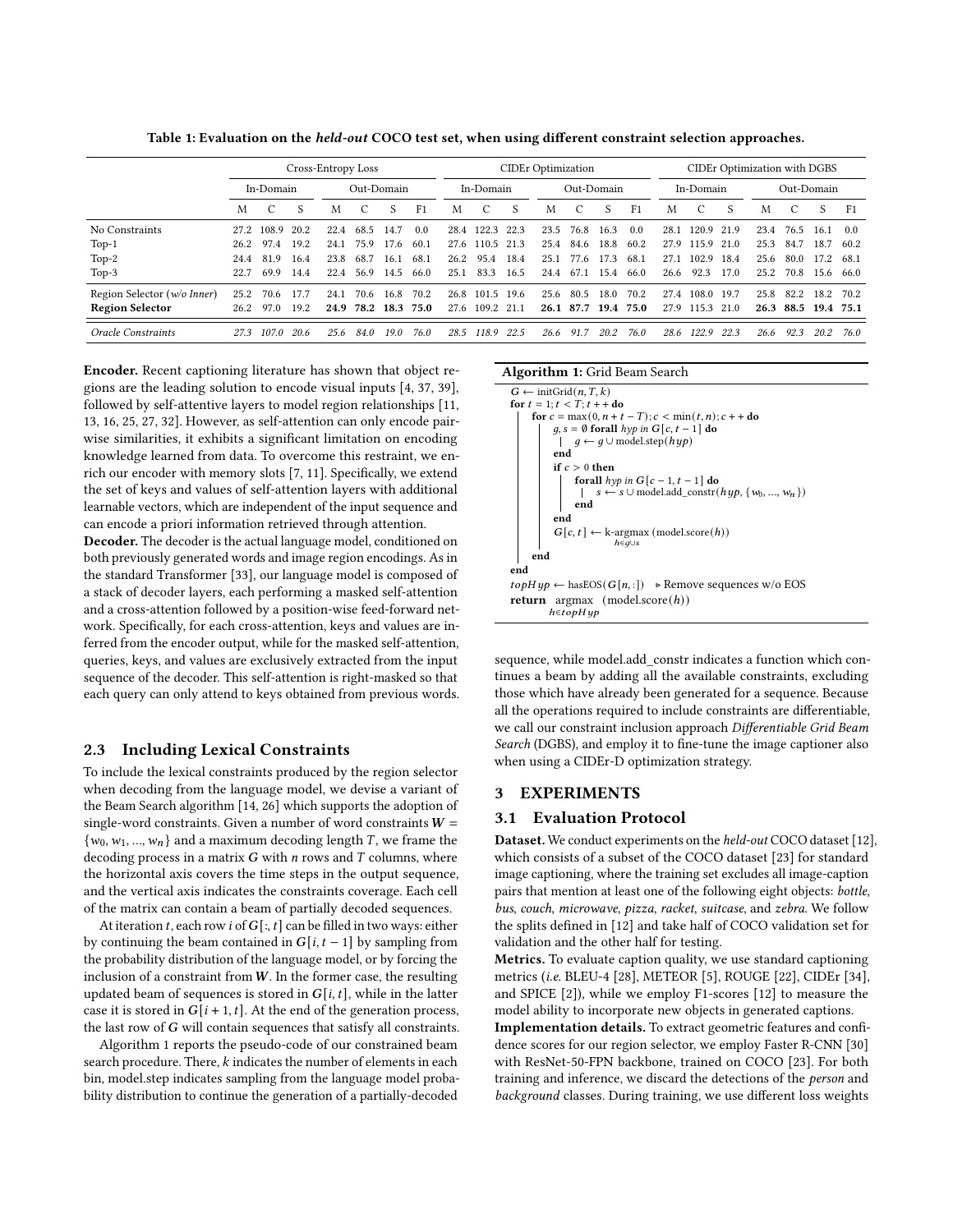**Table 1: Evaluation on the *held-out* COCO test set, when using different constraint selection approaches.**

| | Cross-Entropy Loss | | | | | | | | CIDEr Optimization | | | | | | | | CIDEr Optimization with DGBS | | | | | | | |
|---|---|---|---|---|---|---|---|---|---|---|---|---|---|---|---|---|---|---|---|---|---|---|---|---|
| | In-Domain | | | Out-Domain | | | | | In-Domain | | | Out-Domain | | | | | In-Domain | | | Out-Domain | | | | |
| | M | C | S | M | C | S | F1 | | M | C | S | M | C | S | F1 | | M | C | S | M | C | S | F1 | |
| No Constraints | 27.2 | 108.9 | 20.2 | 22.4 | 68.5 | 14.7 | 0.0 | | 28.4 | 122.3 | 22.3 | 23.5 | 76.8 | 16.3 | 0.0 | | 28.1 | 120.9 | 21.9 | 23.4 | 76.5 | 16.1 | 0.0 | |
| Top-1 | 26.2 | 97.4 | 19.2 | 24.1 | 75.9 | 17.6 | 60.1 | | 27.6 | 110.5 | 21.3 | 25.4 | 84.6 | 18.8 | 60.2 | | 27.9 | 115.9 | 21.0 | 25.3 | 84.7 | 18.7 | 60.2 | |
| Top-2 | 24.4 | 81.9 | 16.4 | 23.8 | 68.7 | 16.1 | 68.1 | | 26.2 | 95.4 | 18.4 | 25.1 | 77.6 | 17.3 | 68.1 | | 27.1 | 102.9 | 18.4 | 25.6 | 80.0 | 17.2 | 68.1 | |
| Top-3 | 22.7 | 69.9 | 14.4 | 22.4 | 56.9 | 14.5 | 66.0 | | 25.1 | 83.3 | 16.5 | 24.4 | 67.1 | 15.4 | 66.0 | | 26.6 | 92.3 | 17.0 | 25.2 | 70.8 | 15.6 | 66.0 | |
| Region Selector (*w/o Inner*) | 25.2 | 70.6 | 17.7 | 24.1 | 70.6 | 16.8 | 70.2 | | 26.8 | 101.5 | 19.6 | 25.6 | 80.5 | 18.0 | 70.2 | | 27.4 | 108.0 | 19.7 | 25.8 | 82.2 | 18.2 | 70.2 | |
| **Region Selector** | 26.2 | 97.0 | 19.2 | **24.9** | **78.2** | **18.3** | **75.0** | | 27.6 | 109.2 | 21.1 | **26.1** | **87.7** | **19.4** | **75.0** | | 27.9 | 115.3 | 21.0 | **26.3** | **88.5** | **19.4** | **75.1** | |
| *Oracle Constraints* | *27.3* | *107.0* | *20.6* | *25.6* | *84.0* | *19.0* | *76.0* | | *28.5* | *118.9* | *22.5* | *26.6* | *91.7* | *20.2* | *76.0* | | *28.6* | *122.9* | *22.3* | *26.6* | *92.3* | *20.2* | *76.0* | |

**Encoder.** Recent captioning literature has shown that object regions are the leading solution to encode visual inputs [4, 37, 39], followed by self-attentive layers to model region relationships [11, 13, 16, 25, 27, 32]. However, as self-attention can only encode pairwise similarities, it exhibits a significant limitation on encoding knowledge learned from data. To overcome this restraint, we enrich our encoder with memory slots [7, 11]. Specifically, we extend the set of keys and values of self-attention layers with additional learnable vectors, which are independent of the input sequence and can encode a priori information retrieved through attention.

**Decoder.** The decoder is the actual language model, conditioned on both previously generated words and image region encodings. As in the standard Transformer [33], our language model is composed of a stack of decoder layers, each performing a masked self-attention and a cross-attention followed by a position-wise feed-forward network. Specifically, for each cross-attention, keys and values are inferred from the encoder output, while for the masked self-attention, queries, keys, and values are exclusively extracted from the input sequence of the decoder. This self-attention is right-masked so that each query can only attend to keys obtained from previous words.

## 2.3 Including Lexical Constraints

To include the lexical constraints produced by the region selector when decoding from the language model, we devise a variant of the Beam Search algorithm [14, 26] which supports the adoption of single-word constraints. Given a number of word constraints $W = \{w_0, w_1, ..., w_n\}$ and a maximum decoding length $T$, we frame the decoding process in a matrix $G$ with $n$ rows and $T$ columns, where the horizontal axis covers the time steps in the output sequence, and the vertical axis indicates the constraints coverage. Each cell of the matrix can contain a beam of partially decoded sequences.

At iteration $t$, each row $i$ of $G[:, t]$ can be filled in two ways: either by continuing the beam contained in $G[i, t-1]$ by sampling from the probability distribution of the language model, or by forcing the inclusion of a constraint from $W$. In the former case, the resulting updated beam of sequences is stored in $G[i, t]$, while in the latter case it is stored in $G[i+1, t]$. At the end of the generation process, the last row of $G$ will contain sequences that satisfy all constraints.

Algorithm 1 reports the pseudo-code of our constrained beam search procedure. There, $k$ indicates the number of elements in each bin, model.step indicates sampling from the language model probability distribution to continue the generation of a partially-decoded

**Algorithm 1:** Grid Beam Search

```
G ← initGrid(n, T, k)
for t = 1; t < T; t++ do
    for c = max(0, n + t − T); c < min(t, n); c++ do
        g, s = ∅ forall hyp in G[c, t − 1] do
            g ← g ∪ model.step(hyp)
        end
        if c > 0 then
            forall hyp in G[c − 1, t − 1] do
                s ← s ∪ model.add_constr(hyp, {w_0, ..., w_n})
            end
        end
        G[c, t] ← k-argmax_{h∈g∪s} (model.score(h))
    end
end
topHyp ← hasEOS(G[n, :])   ▷ Remove sequences w/o EOS
return argmax_{h∈topHyp} (model.score(h))
```

sequence, while model.add_constr indicates a function which continues a beam by adding all the available constraints, excluding those which have already been generated for a sequence. Because all the operations required to include constraints are differentiable, we call our constraint inclusion approach *Differentiable Grid Beam Search* (DGBS), and employ it to fine-tune the image captioner also when using a CIDEr-D optimization strategy.

# 3 EXPERIMENTS

## 3.1 Evaluation Protocol

**Dataset.** We conduct experiments on the *held-out* COCO dataset [12], which consists of a subset of the COCO dataset [23] for standard image captioning, where the training set excludes all image-caption pairs that mention at least one of the following eight objects: *bottle*, *bus*, *couch*, *microwave*, *pizza*, *racket*, *suitcase*, and *zebra*. We follow the splits defined in [12] and take half of COCO validation set for validation and the other half for testing.

**Metrics.** To evaluate caption quality, we use standard captioning metrics (*i.e.* BLEU-4 [28], METEOR [5], ROUGE [22], CIDEr [34], and SPICE [2]), while we employ F1-scores [12] to measure the model ability to incorporate new objects in generated captions.

**Implementation details.** To extract geometric features and confidence scores for our region selector, we employ Faster R-CNN [30] with ResNet-50-FPN backbone, trained on COCO [23]. For both training and inference, we discard the detections of the *person* and *background* classes. During training, we use different loss weights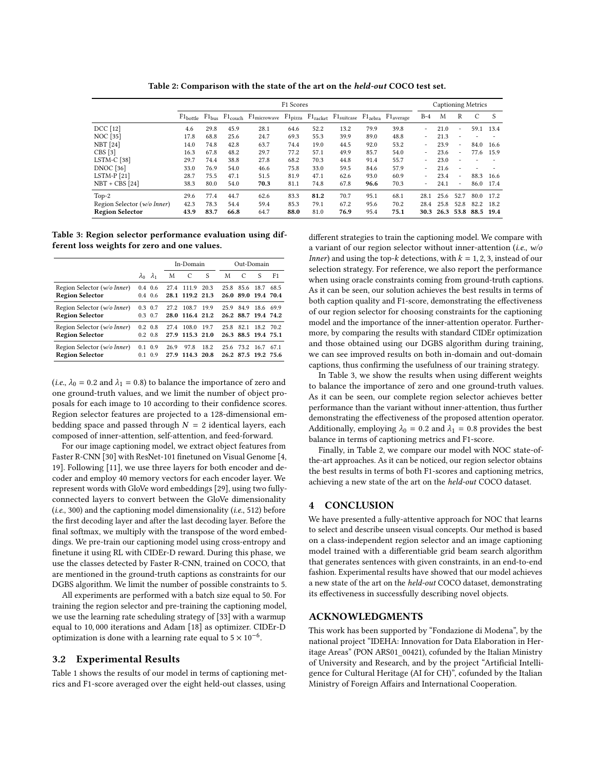**Table 2: Comparison with the state of the art on the *held-out* COCO test set.**

| | F1 Scores | | | | | | | | | Captioning Metrics | | | | |
|---|---|---|---|---|---|---|---|---|---|---|---|---|---|---|
| | $F1_{bottle}$ | $F1_{bus}$ | $F1_{couch}$ | $F1_{microwave}$ | $F1_{pizza}$ | $F1_{racket}$ | $F1_{suitcase}$ | $F1_{zebra}$ | $F1_{average}$ | B-4 | M | R | C | S |
| DCC [12] | 4.6 | 29.8 | 45.9 | 28.1 | 64.6 | 52.2 | 13.2 | 79.9 | 39.8 | - | 21.0 | - | 59.1 | 13.4 |
| NOC [35] | 17.8 | 68.8 | 25.6 | 24.7 | 69.3 | 55.3 | 39.9 | 89.0 | 48.8 | - | 21.3 | - | - | - |
| NBT [24] | 14.0 | 74.8 | 42.8 | 63.7 | 74.4 | 19.0 | 44.5 | 92.0 | 53.2 | - | 23.9 | - | 84.0 | 16.6 |
| CBS [3] | 16.3 | 67.8 | 48.2 | 29.7 | 77.2 | 57.1 | 49.9 | 85.7 | 54.0 | - | 23.6 | - | 77.6 | 15.9 |
| LSTM-C [38] | 29.7 | 74.4 | 38.8 | 27.8 | 68.2 | 70.3 | 44.8 | 91.4 | 55.7 | - | 23.0 | - | - | - |
| DNOC [36] | 33.0 | 76.9 | 54.0 | 46.6 | 75.8 | 33.0 | 59.5 | 84.6 | 57.9 | - | 21.6 | - | - | - |
| LSTM-P [21] | 28.7 | 75.5 | 47.1 | 51.5 | 81.9 | 47.1 | 62.6 | 93.0 | 60.9 | - | 23.4 | - | 88.3 | 16.6 |
| NBT + CBS [24] | 38.3 | 80.0 | 54.0 | **70.3** | 81.1 | 74.8 | 67.8 | **96.6** | 70.3 | - | 24.1 | - | 86.0 | 17.4 |
| Top-2 | 29.6 | 77.4 | 44.7 | 62.6 | 83.3 | **81.2** | 70.7 | 95.1 | 68.1 | 28.1 | 25.6 | 52.7 | 80.0 | 17.2 |
| Region Selector (*w/o Inner*) | 42.3 | 78.3 | 54.4 | 59.4 | 85.3 | 79.1 | 67.2 | 95.6 | 70.2 | 28.4 | 25.8 | 52.8 | 82.2 | 18.2 |
| **Region Selector** | **43.9** | **83.7** | **66.8** | 64.7 | **88.0** | 81.0 | **76.9** | 95.4 | **75.1** | **30.3** | **26.3** | **53.8** | **88.5** | **19.4** |

**Table 3: Region selector performance evaluation using different loss weights for zero and one values.**

| | | | In-Domain | | | Out-Domain | | | |
|---|---|---|---|---|---|---|---|---|---|
| | $\lambda_0$ | $\lambda_1$ | M | C | S | M | C | S | F1 |
| Region Selector (*w/o Inner*) | 0.4 | 0.6 | 27.4 | 111.9 | 20.3 | 25.8 | 85.6 | 18.7 | 68.5 |
| **Region Selector** | 0.4 | 0.6 | **28.1** | **119.2** | **21.3** | **26.0** | **89.0** | **19.4** | **70.4** |
| Region Selector (*w/o Inner*) | 0.3 | 0.7 | 27.2 | 108.7 | 19.9 | 25.9 | 84.9 | 18.6 | 69.9 |
| **Region Selector** | 0.3 | 0.7 | **28.0** | **116.4** | **21.2** | **26.2** | **88.7** | **19.4** | **74.2** |
| Region Selector (*w/o Inner*) | 0.2 | 0.8 | 27.4 | 108.0 | 19.7 | 25.8 | 82.1 | 18.2 | 70.2 |
| **Region Selector** | 0.2 | 0.8 | **27.9** | **115.3** | **21.0** | **26.3** | **88.5** | **19.4** | **75.1** |
| Region Selector (*w/o Inner*) | 0.1 | 0.9 | 26.9 | 97.8 | 18.2 | 25.6 | 73.2 | 16.7 | 67.1 |
| **Region Selector** | 0.1 | 0.9 | **27.9** | **114.3** | **20.8** | **26.2** | **87.5** | **19.2** | **75.6** |

(*i.e.*, $\lambda_0 = 0.2$ and $\lambda_1 = 0.8$) to balance the importance of zero and one ground-truth values, and we limit the number of object proposals for each image to 10 according to their confidence scores. Region selector features are projected to a 128-dimensional embedding space and passed through $N = 2$ identical layers, each composed of inner-attention, self-attention, and feed-forward.

For our image captioning model, we extract object features from Faster R-CNN [30] with ResNet-101 finetuned on Visual Genome [4, 19]. Following [11], we use three layers for both encoder and decoder and employ 40 memory vectors for each encoder layer. We represent words with GloVe word embeddings [29], using two fully-connected layers to convert between the GloVe dimensionality (*i.e.*, 300) and the captioning model dimensionality (*i.e.*, 512) before the first decoding layer and after the last decoding layer. Before the final softmax, we multiply with the transpose of the word embeddings. We pre-train our captioning model using cross-entropy and finetune it using RL with CIDEr-D reward. During this phase, we use the classes detected by Faster R-CNN, trained on COCO, that are mentioned in the ground-truth captions as constraints for our DGBS algorithm. We limit the number of possible constraints to 5.

All experiments are performed with a batch size equal to 50. For training the region selector and pre-training the captioning model, we use the learning rate scheduling strategy of [33] with a warmup equal to 10,000 iterations and Adam [18] as optimizer. CIDEr-D optimization is done with a learning rate equal to $5 \times 10^{-6}$.

### 3.2 Experimental Results

Table 1 shows the results of our model in terms of captioning metrics and F1-score averaged over the eight held-out classes, using different strategies to train the captioning model. We compare with a variant of our region selector without inner-attention (*i.e.*, *w/o Inner*) and using the top-$k$ detections, with $k = 1, 2, 3$, instead of our selection strategy. For reference, we also report the performance when using oracle constraints coming from ground-truth captions. As it can be seen, our solution achieves the best results in terms of both caption quality and F1-score, demonstrating the effectiveness of our region selector for choosing constraints for the captioning model and the importance of the inner-attention operator. Furthermore, by comparing the results with standard CIDEr optimization and those obtained using our DGBS algorithm during training, we can see improved results on both in-domain and out-domain captions, thus confirming the usefulness of our training strategy.

In Table 3, we show the results when using different weights to balance the importance of zero and one ground-truth values. As it can be seen, our complete region selector achieves better performance than the variant without inner-attention, thus further demonstrating the effectiveness of the proposed attention operator. Additionally, employing $\lambda_0 = 0.2$ and $\lambda_1 = 0.8$ provides the best balance in terms of captioning metrics and F1-score.

Finally, in Table 2, we compare our model with NOC state-of-the-art approaches. As it can be noticed, our region selector obtains the best results in terms of both F1-scores and captioning metrics, achieving a new state of the art on the *held-out* COCO dataset.

## 4 CONCLUSION

We have presented a fully-attentive approach for NOC that learns to select and describe unseen visual concepts. Our method is based on a class-independent region selector and an image captioning model trained with a differentiable grid beam search algorithm that generates sentences with given constraints, in an end-to-end fashion. Experimental results have showed that our model achieves a new state of the art on the *held-out* COCO dataset, demonstrating its effectiveness in successfully describing novel objects.

## ACKNOWLEDGMENTS

This work has been supported by "Fondazione di Modena", by the national project "IDEHA: Innovation for Data Elaboration in Heritage Areas" (PON ARS01_00421), cofunded by the Italian Ministry of University and Research, and by the project "Artificial Intelligence for Cultural Heritage (AI for CH)", cofunded by the Italian Ministry of Foreign Affairs and International Cooperation.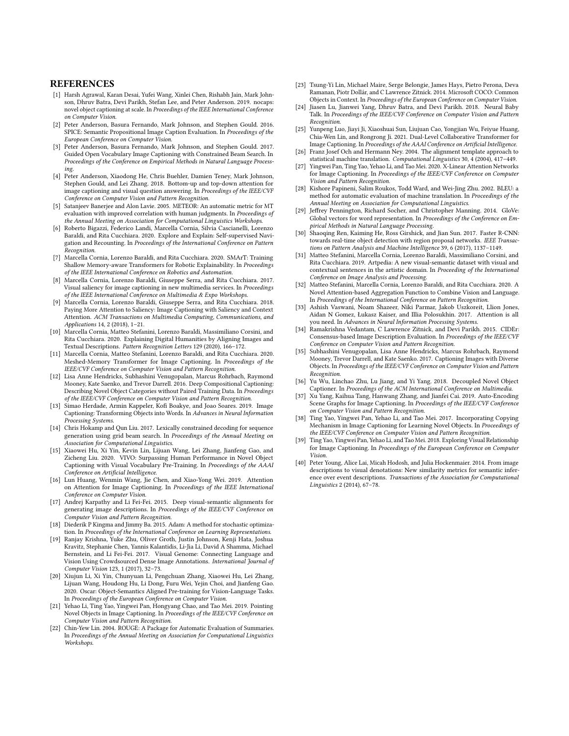# REFERENCES

- [1] Harsh Agrawal, Karan Desai, Yufei Wang, Xinlei Chen, Rishabh Jain, Mark Johnson, Dhruv Batra, Devi Parikh, Stefan Lee, and Peter Anderson. 2019. nocaps: novel object captioning at scale. In *Proceedings of the IEEE International Conference on Computer Vision*.
- [2] Peter Anderson, Basura Fernando, Mark Johnson, and Stephen Gould. 2016. SPICE: Semantic Propositional Image Caption Evaluation. In *Proceedings of the European Conference on Computer Vision*.
- [3] Peter Anderson, Basura Fernando, Mark Johnson, and Stephen Gould. 2017. Guided Open Vocabulary Image Captioning with Constrained Beam Search. In *Proceedings of the Conference on Empirical Methods in Natural Language Processing*.
- [4] Peter Anderson, Xiaodong He, Chris Buehler, Damien Teney, Mark Johnson, Stephen Gould, and Lei Zhang. 2018. Bottom-up and top-down attention for image captioning and visual question answering. In *Proceedings of the IEEE/CVF Conference on Computer Vision and Pattern Recognition*.
- [5] Satanjeev Banerjee and Alon Lavie. 2005. METEOR: An automatic metric for MT evaluation with improved correlation with human judgments. In *Proceedings of the Annual Meeting on Association for Computational Linguistics Workshops*.
- [6] Roberto Bigazzi, Federico Landi, Marcella Cornia, Silvia Cascianelli, Lorenzo Baraldi, and Rita Cucchiara. 2020. Explore and Explain: Self-supervised Navigation and Recounting. In *Proceedings of the International Conference on Pattern Recognition*.
- [7] Marcella Cornia, Lorenzo Baraldi, and Rita Cucchiara. 2020. SMArT: Training Shallow Memory-aware Transformers for Robotic Explainability. In *Proceedings of the IEEE International Conference on Robotics and Automation*.
- [8] Marcella Cornia, Lorenzo Baraldi, Giuseppe Serra, and Rita Cucchiara. 2017. Visual saliency for image captioning in new multimedia services. In *Proceedings of the IEEE International Conference on Multimedia & Expo Workshops*.
- [9] Marcella Cornia, Lorenzo Baraldi, Giuseppe Serra, and Rita Cucchiara. 2018. Paying More Attention to Saliency: Image Captioning with Saliency and Context Attention. *ACM Transactions on Multimedia Computing, Communications, and Applications* 14, 2 (2018), 1–21.
- [10] Marcella Cornia, Matteo Stefanini, Lorenzo Baraldi, Massimiliano Corsini, and Rita Cucchiara. 2020. Explaining Digital Humanities by Aligning Images and Textual Descriptions. *Pattern Recognition Letters* 129 (2020), 166–172.
- [11] Marcella Cornia, Matteo Stefanini, Lorenzo Baraldi, and Rita Cucchiara. 2020. Meshed-Memory Transformer for Image Captioning. In *Proceedings of the IEEE/CVF Conference on Computer Vision and Pattern Recognition*.
- [12] Lisa Anne Hendricks, Subhashini Venugopalan, Marcus Rohrbach, Raymond Mooney, Kate Saenko, and Trevor Darrell. 2016. Deep Compositional Captioning: Describing Novel Object Categories without Paired Training Data. In *Proceedings of the IEEE/CVF Conference on Computer Vision and Pattern Recognition*.
- [13] Simao Herdade, Armin Kappeler, Kofi Boakye, and Joao Soares. 2019. Image Captioning: Transforming Objects into Words. In *Advances in Neural Information Processing Systems*.
- [14] Chris Hokamp and Qun Liu. 2017. Lexically constrained decoding for sequence generation using grid beam search. In *Proceedings of the Annual Meeting on Association for Computational Linguistics*.
- [15] Xiaowei Hu, Xi Yin, Kevin Lin, Lijuan Wang, Lei Zhang, Jianfeng Gao, and Zicheng Liu. 2020. VIVO: Surpassing Human Performance in Novel Object Captioning with Visual Vocabulary Pre-Training. In *Proceedings of the AAAI Conference on Artificial Intelligence*.
- [16] Lun Huang, Wenmin Wang, Jie Chen, and Xiao-Yong Wei. 2019. Attention on Attention for Image Captioning. In *Proceedings of the IEEE International Conference on Computer Vision*.
- [17] Andrej Karpathy and Li Fei-Fei. 2015. Deep visual-semantic alignments for generating image descriptions. In *Proceedings of the IEEE/CVF Conference on Computer Vision and Pattern Recognition*.
- [18] Diederik P Kingma and Jimmy Ba. 2015. Adam: A method for stochastic optimization. In *Proceedings of the International Conference on Learning Representations*.
- [19] Ranjay Krishna, Yuke Zhu, Oliver Groth, Justin Johnson, Kenji Hata, Joshua Kravitz, Stephanie Chen, Yannis Kalantidis, Li-Jia Li, David A Shamma, Michael Bernstein, and Li Fei-Fei. 2017. Visual Genome: Connecting Language and Vision Using Crowdsourced Dense Image Annotations. *International Journal of Computer Vision* 123, 1 (2017), 32–73.
- [20] Xiujun Li, Xi Yin, Chunyuan Li, Pengchuan Zhang, Xiaowei Hu, Lei Zhang, Lijuan Wang, Houdong Hu, Li Dong, Furu Wei, Yejin Choi, and Jianfeng Gao. 2020. Oscar: Object-Semantics Aligned Pre-training for Vision-Language Tasks. In *Proceedings of the European Conference on Computer Vision*.
- [21] Yehao Li, Ting Yao, Yingwei Pan, Hongyang Chao, and Tao Mei. 2019. Pointing Novel Objects in Image Captioning. In *Proceedings of the IEEE/CVF Conference on Computer Vision and Pattern Recognition*.
- [22] Chin-Yew Lin. 2004. ROUGE: A Package for Automatic Evaluation of Summaries. In *Proceedings of the Annual Meeting on Association for Computational Linguistics Workshops*.
- [23] Tsung-Yi Lin, Michael Maire, Serge Belongie, James Hays, Pietro Perona, Deva Ramanan, Piotr Dollár, and C Lawrence Zitnick. 2014. Microsoft COCO: Common Objects in Context. In *Proceedings of the European Conference on Computer Vision*.
- [24] Jiasen Lu, Jianwei Yang, Dhruv Batra, and Devi Parikh. 2018. Neural Baby Talk. In *Proceedings of the IEEE/CVF Conference on Computer Vision and Pattern Recognition*.
- [25] Yunpeng Luo, Jiayi Ji, Xiaoshuai Sun, Liujuan Cao, Yongjian Wu, Feiyue Huang, Chia-Wen Lin, and Rongrong Ji. 2021. Dual-Level Collaborative Transformer for Image Captioning. In *Proceedings of the AAAI Conference on Artificial Intelligence*.
- [26] Franz Josef Och and Hermann Ney. 2004. The alignment template approach to statistical machine translation. *Computational Linguistics* 30, 4 (2004), 417–449.
- [27] Yingwei Pan, Ting Yao, Yehao Li, and Tao Mei. 2020. X-Linear Attention Networks for Image Captioning. In *Proceedings of the IEEE/CVF Conference on Computer Vision and Pattern Recognition*.
- [28] Kishore Papineni, Salim Roukos, Todd Ward, and Wei-Jing Zhu. 2002. BLEU: a method for automatic evaluation of machine translation. In *Proceedings of the Annual Meeting on Association for Computational Linguistics*.
- [29] Jeffrey Pennington, Richard Socher, and Christopher Manning. 2014. GloVe: Global vectors for word representation. In *Proceedings of the Conference on Empirical Methods in Natural Language Processing*.
- [30] Shaoqing Ren, Kaiming He, Ross Girshick, and Jian Sun. 2017. Faster R-CNN: towards real-time object detection with region proposal networks. *IEEE Transactions on Pattern Analysis and Machine Intelligence* 39, 6 (2017), 1137–1149.
- [31] Matteo Stefanini, Marcella Cornia, Lorenzo Baraldi, Massimiliano Corsini, and Rita Cucchiara. 2019. Artpedia: A new visual-semantic dataset with visual and contextual sentences in the artistic domain. In *Proceeding of the International Conference on Image Analysis and Processing*.
- [32] Matteo Stefanini, Marcella Cornia, Lorenzo Baraldi, and Rita Cucchiara. 2020. A Novel Attention-based Aggregation Function to Combine Vision and Language. In *Proceedings of the International Conference on Pattern Recognition*.
- [33] Ashish Vaswani, Noam Shazeer, Niki Parmar, Jakob Uszkoreit, Llion Jones, Aidan N Gomez, Łukasz Kaiser, and Illia Polosukhin. 2017. Attention is all you need. In *Advances in Neural Information Processing Systems*.
- [34] Ramakrishna Vedantam, C Lawrence Zitnick, and Devi Parikh. 2015. CIDEr: Consensus-based Image Description Evaluation. In *Proceedings of the IEEE/CVF Conference on Computer Vision and Pattern Recognition*.
- [35] Subhashini Venugopalan, Lisa Anne Hendricks, Marcus Rohrbach, Raymond Mooney, Trevor Darrell, and Kate Saenko. 2017. Captioning Images with Diverse Objects. In *Proceedings of the IEEE/CVF Conference on Computer Vision and Pattern Recognition*.
- [36] Yu Wu, Linchao Zhu, Lu Jiang, and Yi Yang. 2018. Decoupled Novel Object Captioner. In *Proceedings of the ACM International Conference on Multimedia*.
- [37] Xu Yang, Kaihua Tang, Hanwang Zhang, and Jianfei Cai. 2019. Auto-Encoding Scene Graphs for Image Captioning. In *Proceedings of the IEEE/CVF Conference on Computer Vision and Pattern Recognition*.
- [38] Ting Yao, Yingwei Pan, Yehao Li, and Tao Mei. 2017. Incorporating Copying Mechanism in Image Captioning for Learning Novel Objects. In *Proceedings of the IEEE/CVF Conference on Computer Vision and Pattern Recognition*.
- [39] Ting Yao, Yingwei Pan, Yehao Li, and Tao Mei. 2018. Exploring Visual Relationship for Image Captioning. In *Proceedings of the European Conference on Computer Vision*.
- [40] Peter Young, Alice Lai, Micah Hodosh, and Julia Hockenmaier. 2014. From image descriptions to visual denotations: New similarity metrics for semantic inference over event descriptions. *Transactions of the Association for Computational Linguistics* 2 (2014), 67–78.